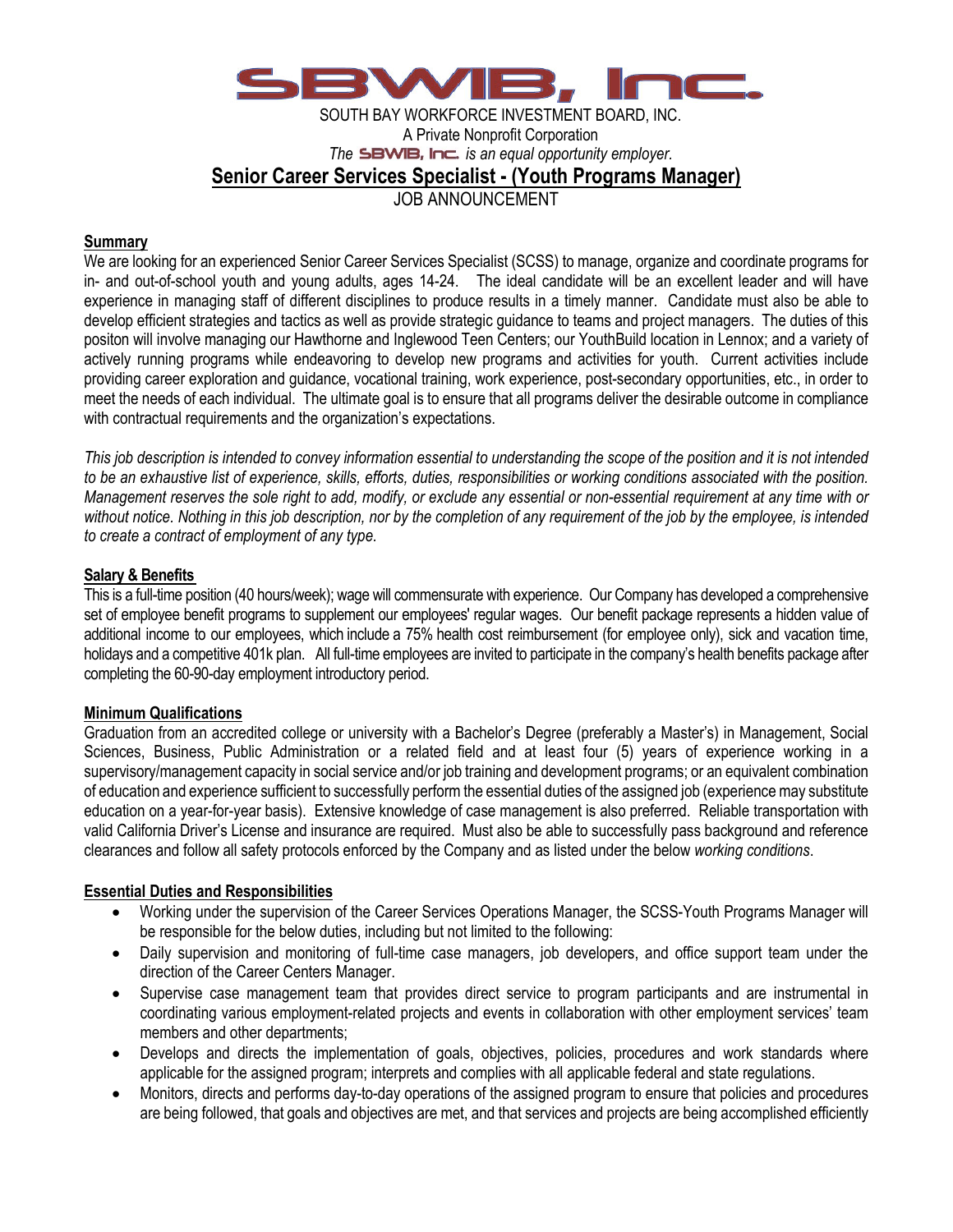# SBWIB, Inc.

SOUTH BAY WORKFORCE INVESTMENT BOARD, INC.
A Private Nonprofit Corporation
*The SBWIB, Inc. is an equal opportunity employer.*

## Senior Career Services Specialist - (Youth Programs Manager)

JOB ANNOUNCEMENT

### Summary

We are looking for an experienced Senior Career Services Specialist (SCSS) to manage, organize and coordinate programs for in- and out-of-school youth and young adults, ages 14-24. The ideal candidate will be an excellent leader and will have experience in managing staff of different disciplines to produce results in a timely manner. Candidate must also be able to develop efficient strategies and tactics as well as provide strategic guidance to teams and project managers. The duties of this positon will involve managing our Hawthorne and Inglewood Teen Centers; our YouthBuild location in Lennox; and a variety of actively running programs while endeavoring to develop new programs and activities for youth. Current activities include providing career exploration and guidance, vocational training, work experience, post-secondary opportunities, etc., in order to meet the needs of each individual. The ultimate goal is to ensure that all programs deliver the desirable outcome in compliance with contractual requirements and the organization's expectations.

*This job description is intended to convey information essential to understanding the scope of the position and it is not intended to be an exhaustive list of experience, skills, efforts, duties, responsibilities or working conditions associated with the position. Management reserves the sole right to add, modify, or exclude any essential or non-essential requirement at any time with or without notice. Nothing in this job description, nor by the completion of any requirement of the job by the employee, is intended to create a contract of employment of any type.*

### Salary & Benefits

This is a full-time position (40 hours/week); wage will commensurate with experience. Our Company has developed a comprehensive set of employee benefit programs to supplement our employees' regular wages. Our benefit package represents a hidden value of additional income to our employees, which include a 75% health cost reimbursement (for employee only), sick and vacation time, holidays and a competitive 401k plan. All full-time employees are invited to participate in the company's health benefits package after completing the 60-90-day employment introductory period.

### Minimum Qualifications

Graduation from an accredited college or university with a Bachelor's Degree (preferably a Master's) in Management, Social Sciences, Business, Public Administration or a related field and at least four (5) years of experience working in a supervisory/management capacity in social service and/or job training and development programs; or an equivalent combination of education and experience sufficient to successfully perform the essential duties of the assigned job (experience may substitute education on a year-for-year basis). Extensive knowledge of case management is also preferred. Reliable transportation with valid California Driver's License and insurance are required. Must also be able to successfully pass background and reference clearances and follow all safety protocols enforced by the Company and as listed under the below *working conditions*.

### Essential Duties and Responsibilities

- Working under the supervision of the Career Services Operations Manager, the SCSS-Youth Programs Manager will be responsible for the below duties, including but not limited to the following:
- Daily supervision and monitoring of full-time case managers, job developers, and office support team under the direction of the Career Centers Manager.
- Supervise case management team that provides direct service to program participants and are instrumental in coordinating various employment-related projects and events in collaboration with other employment services' team members and other departments;
- Develops and directs the implementation of goals, objectives, policies, procedures and work standards where applicable for the assigned program; interprets and complies with all applicable federal and state regulations.
- Monitors, directs and performs day-to-day operations of the assigned program to ensure that policies and procedures are being followed, that goals and objectives are met, and that services and projects are being accomplished efficiently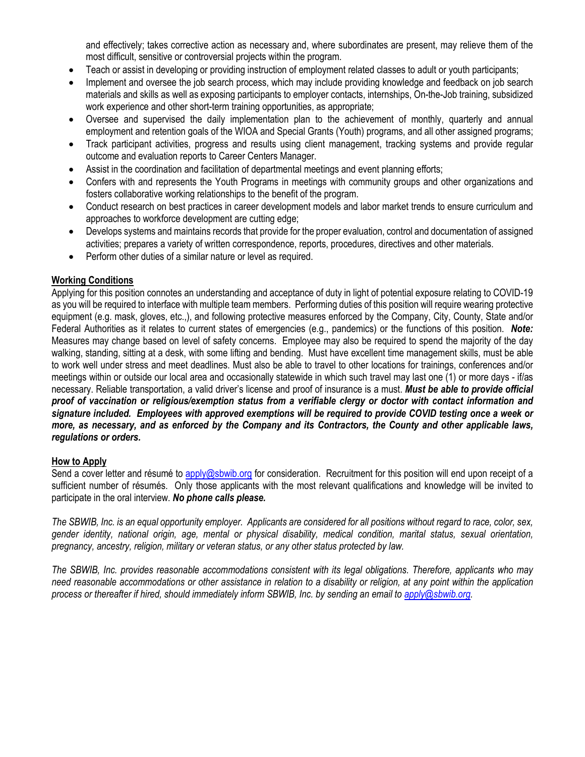and effectively; takes corrective action as necessary and, where subordinates are present, may relieve them of the most difficult, sensitive or controversial projects within the program.

- Teach or assist in developing or providing instruction of employment related classes to adult or youth participants;
- Implement and oversee the job search process, which may include providing knowledge and feedback on job search materials and skills as well as exposing participants to employer contacts, internships, On-the-Job training, subsidized work experience and other short-term training opportunities, as appropriate;
- Oversee and supervised the daily implementation plan to the achievement of monthly, quarterly and annual employment and retention goals of the WIOA and Special Grants (Youth) programs, and all other assigned programs;
- Track participant activities, progress and results using client management, tracking systems and provide regular outcome and evaluation reports to Career Centers Manager.
- Assist in the coordination and facilitation of departmental meetings and event planning efforts;
- Confers with and represents the Youth Programs in meetings with community groups and other organizations and fosters collaborative working relationships to the benefit of the program.
- Conduct research on best practices in career development models and labor market trends to ensure curriculum and approaches to workforce development are cutting edge;
- Develops systems and maintains records that provide for the proper evaluation, control and documentation of assigned activities; prepares a variety of written correspondence, reports, procedures, directives and other materials.
- Perform other duties of a similar nature or level as required.

## Working Conditions

Applying for this position connotes an understanding and acceptance of duty in light of potential exposure relating to COVID-19 as you will be required to interface with multiple team members. Performing duties of this position will require wearing protective equipment (e.g. mask, gloves, etc.,), and following protective measures enforced by the Company, City, County, State and/or Federal Authorities as it relates to current states of emergencies (e.g., pandemics) or the functions of this position. ***Note:*** Measures may change based on level of safety concerns. Employee may also be required to spend the majority of the day walking, standing, sitting at a desk, with some lifting and bending. Must have excellent time management skills, must be able to work well under stress and meet deadlines. Must also be able to travel to other locations for trainings, conferences and/or meetings within or outside our local area and occasionally statewide in which such travel may last one (1) or more days - if/as necessary. Reliable transportation, a valid driver's license and proof of insurance is a must. ***Must be able to provide official proof of vaccination or religious/exemption status from a verifiable clergy or doctor with contact information and signature included. Employees with approved exemptions will be required to provide COVID testing once a week or more, as necessary, and as enforced by the Company and its Contractors, the County and other applicable laws, regulations or orders.***

## How to Apply

Send a cover letter and résumé to apply@sbwib.org for consideration. Recruitment for this position will end upon receipt of a sufficient number of résumés. Only those applicants with the most relevant qualifications and knowledge will be invited to participate in the oral interview. ***No phone calls please.***

*The SBWIB, Inc. is an equal opportunity employer. Applicants are considered for all positions without regard to race, color, sex, gender identity, national origin, age, mental or physical disability, medical condition, marital status, sexual orientation, pregnancy, ancestry, religion, military or veteran status, or any other status protected by law.*

*The SBWIB, Inc. provides reasonable accommodations consistent with its legal obligations. Therefore, applicants who may need reasonable accommodations or other assistance in relation to a disability or religion, at any point within the application process or thereafter if hired, should immediately inform SBWIB, Inc. by sending an email to apply@sbwib.org.*